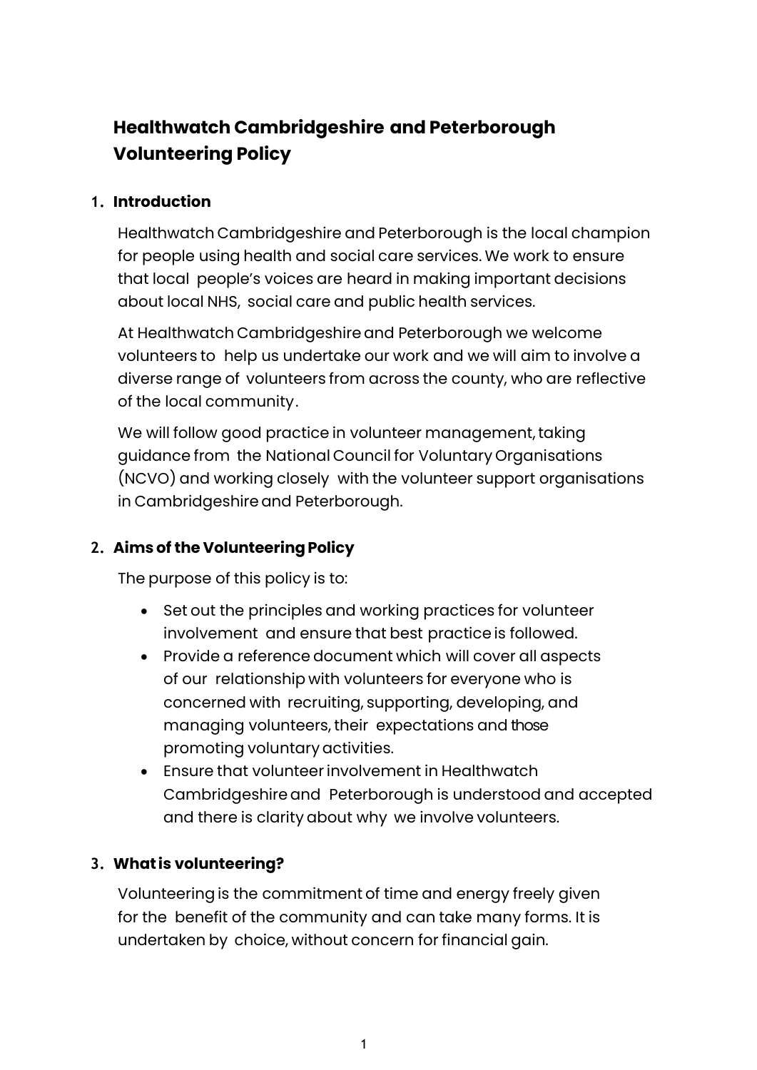# Healthwatch Cambridgeshire and Peterborough Volunteering Policy

## 1. Introduction

Healthwatch Cambridgeshire and Peterborough is the local champion for people using health and social care services. We work to ensure that local people's voices are heard in making important decisions about local NHS, social care and public health services.

At Healthwatch Cambridgeshire and Peterborough we welcome volunteers to help us undertake our work and we will aim to involve a diverse range of volunteers from across the county, who are reflective of the local community.

We will follow good practice in volunteer management, taking guidance from the National Council for Voluntary Organisations (NCVO) and working closely with the volunteer support organisations in Cambridgeshire and Peterborough.

## 2. Aims of the Volunteering Policy

The purpose of this policy is to:

- Set out the principles and working practices for volunteer involvement and ensure that best practice is followed.
- Provide a reference document which will cover all aspects of our relationship with volunteers for everyone who is concerned with recruiting, supporting, developing, and managing volunteers, their expectations and those promoting voluntary activities.
- Ensure that volunteer involvement in Healthwatch Cambridgeshire and Peterborough is understood and accepted and there is clarity about why we involve volunteers.

## 3. What is volunteering?

Volunteering is the commitment of time and energy freely given for the benefit of the community and can take many forms. It is undertaken by choice, without concern for financial gain.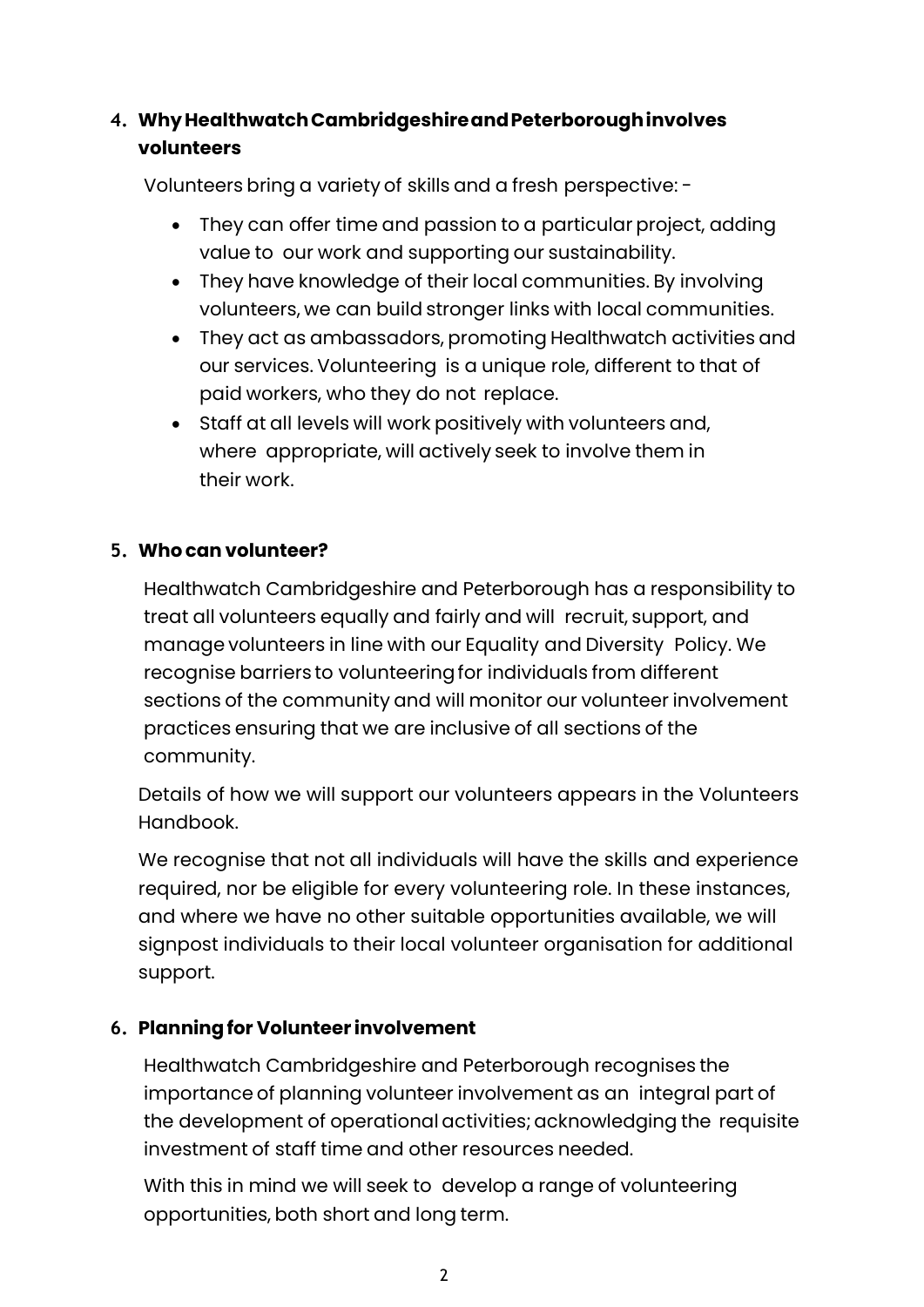## 4. Why Healthwatch Cambridgeshire and Peterborough involves volunteers

Volunteers bring a variety of skills and a fresh perspective: -

- They can offer time and passion to a particular project, adding value to our work and supporting our sustainability.
- They have knowledge of their local communities. By involving volunteers, we can build stronger links with local communities.
- They act as ambassadors, promoting Healthwatch activities and our services. Volunteering is a unique role, different to that of paid workers, who they do not replace.
- Staff at all levels will work positively with volunteers and, where appropriate, will actively seek to involve them in their work.

## 5. Who can volunteer?

Healthwatch Cambridgeshire and Peterborough has a responsibility to treat all volunteers equally and fairly and will recruit, support, and manage volunteers in line with our Equality and Diversity Policy. We recognise barriers to volunteering for individuals from different sections of the community and will monitor our volunteer involvement practices ensuring that we are inclusive of all sections of the community.

Details of how we will support our volunteers appears in the Volunteers Handbook.

We recognise that not all individuals will have the skills and experience required, nor be eligible for every volunteering role. In these instances, and where we have no other suitable opportunities available, we will signpost individuals to their local volunteer organisation for additional support.

## 6. Planning for Volunteer involvement

Healthwatch Cambridgeshire and Peterborough recognises the importance of planning volunteer involvement as an integral part of the development of operational activities; acknowledging the requisite investment of staff time and other resources needed.

With this in mind we will seek to develop a range of volunteering opportunities, both short and long term.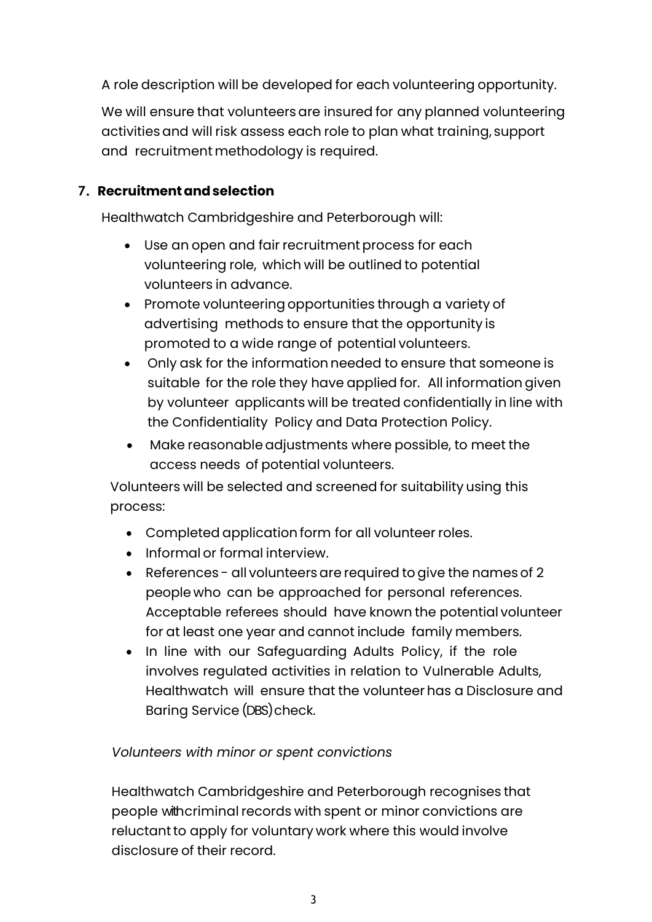A role description will be developed for each volunteering opportunity.

We will ensure that volunteers are insured for any planned volunteering activities and will risk assess each role to plan what training, support and recruitment methodology is required.

## 7. Recruitment and selection

Healthwatch Cambridgeshire and Peterborough will:

- Use an open and fair recruitment process for each volunteering role, which will be outlined to potential volunteers in advance.
- Promote volunteering opportunities through a variety of advertising methods to ensure that the opportunity is promoted to a wide range of potential volunteers.
- Only ask for the information needed to ensure that someone is suitable for the role they have applied for. All information given by volunteer applicants will be treated confidentially in line with the Confidentiality Policy and Data Protection Policy.
- Make reasonable adjustments where possible, to meet the access needs of potential volunteers.

Volunteers will be selected and screened for suitability using this process:

- Completed application form for all volunteer roles.
- Informal or formal interview.
- References - all volunteers are required to give the names of 2 people who can be approached for personal references. Acceptable referees should have known the potential volunteer for at least one year and cannot include family members.
- In line with our Safeguarding Adults Policy, if the role involves regulated activities in relation to Vulnerable Adults, Healthwatch will ensure that the volunteer has a Disclosure and Baring Service (DBS) check.

*Volunteers with minor or spent convictions*

Healthwatch Cambridgeshire and Peterborough recognises that people withcriminal records with spent or minor convictions are reluctant to apply for voluntary work where this would involve disclosure of their record.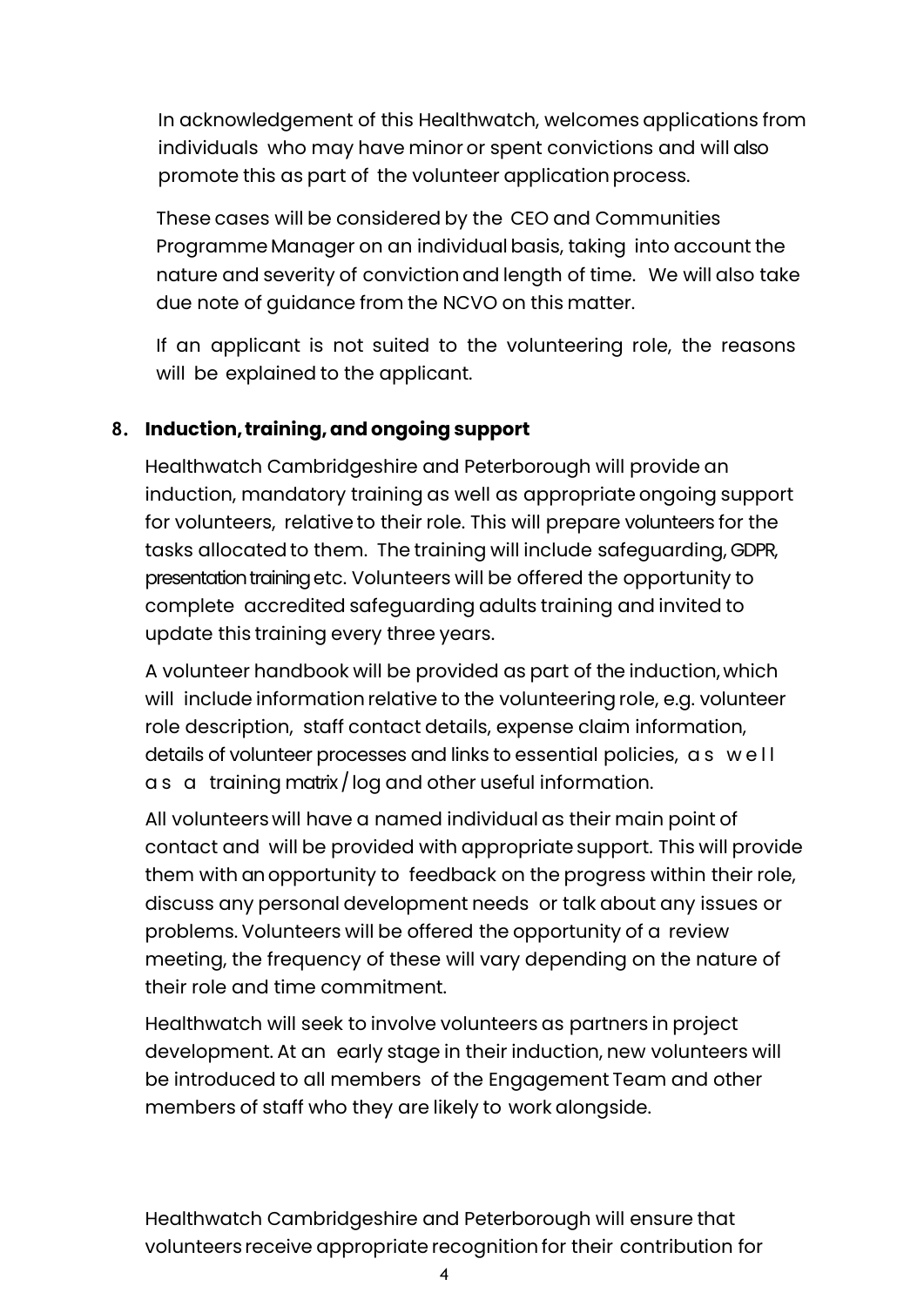In acknowledgement of this Healthwatch, welcomes applications from individuals who may have minor or spent convictions and will also promote this as part of the volunteer application process.

These cases will be considered by the CEO and Communities Programme Manager on an individual basis, taking into account the nature and severity of conviction and length of time. We will also take due note of guidance from the NCVO on this matter.

If an applicant is not suited to the volunteering role, the reasons will be explained to the applicant.

## 8. Induction, training, and ongoing support

Healthwatch Cambridgeshire and Peterborough will provide an induction, mandatory training as well as appropriate ongoing support for volunteers, relative to their role. This will prepare volunteers for the tasks allocated to them. The training will include safeguarding, GDPR, presentation training etc. Volunteers will be offered the opportunity to complete accredited safeguarding adults training and invited to update this training every three years.

A volunteer handbook will be provided as part of the induction, which will include information relative to the volunteering role, e.g. volunteer role description, staff contact details, expense claim information, details of volunteer processes and links to essential policies, as well as a training matrix / log and other useful information.

All volunteers will have a named individual as their main point of contact and will be provided with appropriate support. This will provide them with an opportunity to feedback on the progress within their role, discuss any personal development needs or talk about any issues or problems. Volunteers will be offered the opportunity of a review meeting, the frequency of these will vary depending on the nature of their role and time commitment.

Healthwatch will seek to involve volunteers as partners in project development. At an early stage in their induction, new volunteers will be introduced to all members of the Engagement Team and other members of staff who they are likely to work alongside.

Healthwatch Cambridgeshire and Peterborough will ensure that volunteers receive appropriate recognition for their contribution for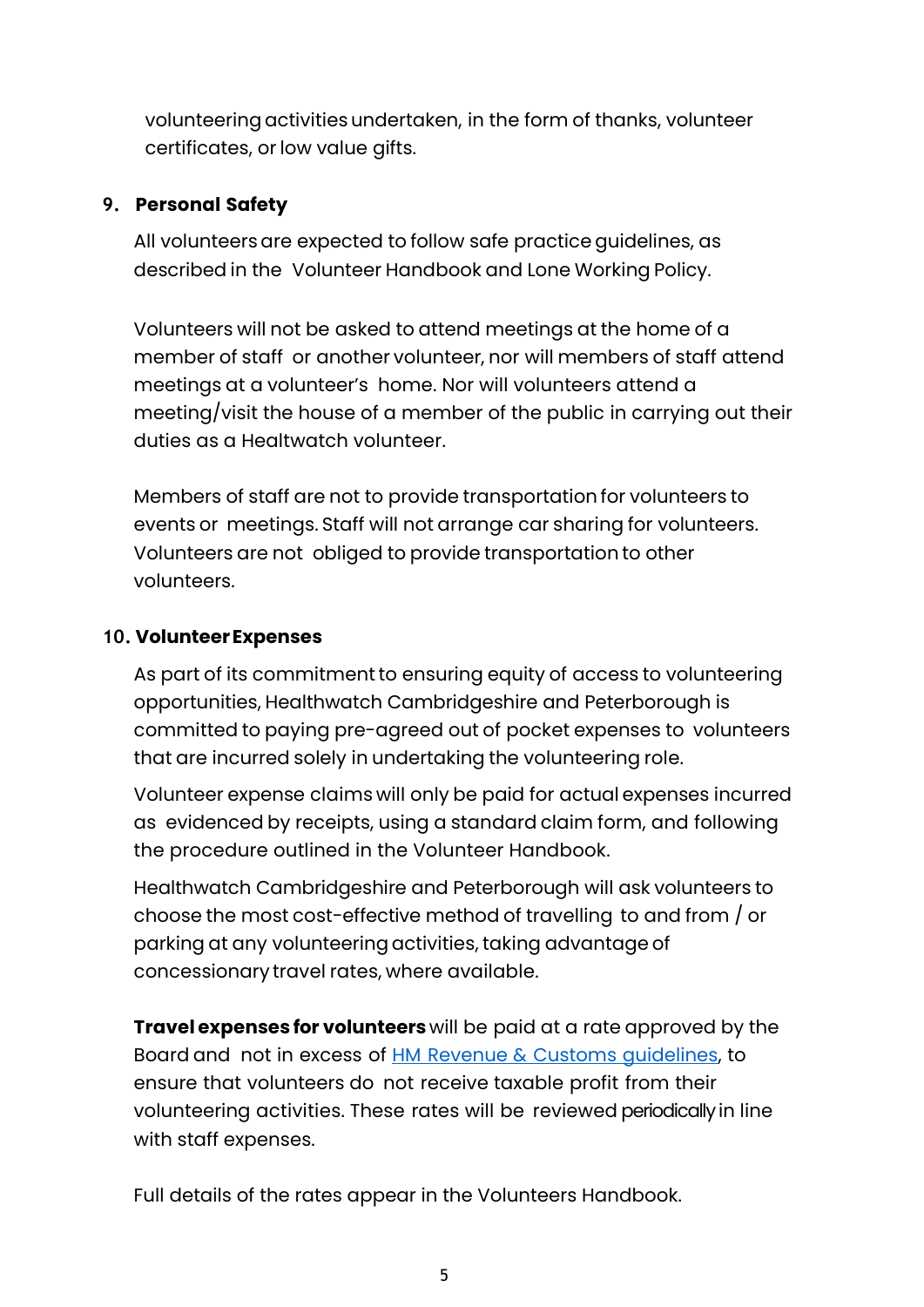volunteering activities undertaken, in the form of thanks, volunteer certificates, or low value gifts.

## 9. Personal Safety

All volunteers are expected to follow safe practice guidelines, as described in the Volunteer Handbook and Lone Working Policy.

Volunteers will not be asked to attend meetings at the home of a member of staff or another volunteer, nor will members of staff attend meetings at a volunteer's home. Nor will volunteers attend a meeting/visit the house of a member of the public in carrying out their duties as a Healtwatch volunteer.

Members of staff are not to provide transportation for volunteers to events or meetings. Staff will not arrange car sharing for volunteers. Volunteers are not obliged to provide transportation to other volunteers.

## 10. Volunteer Expenses

As part of its commitment to ensuring equity of access to volunteering opportunities, Healthwatch Cambridgeshire and Peterborough is committed to paying pre-agreed out of pocket expenses to volunteers that are incurred solely in undertaking the volunteering role.

Volunteer expense claims will only be paid for actual expenses incurred as evidenced by receipts, using a standard claim form, and following the procedure outlined in the Volunteer Handbook.

Healthwatch Cambridgeshire and Peterborough will ask volunteers to choose the most cost-effective method of travelling to and from / or parking at any volunteering activities, taking advantage of concessionary travel rates, where available.

**Travel expenses for volunteers** will be paid at a rate approved by the Board and not in excess of HM Revenue & Customs guidelines, to ensure that volunteers do not receive taxable profit from their volunteering activities. These rates will be reviewed periodically in line with staff expenses.

Full details of the rates appear in the Volunteers Handbook.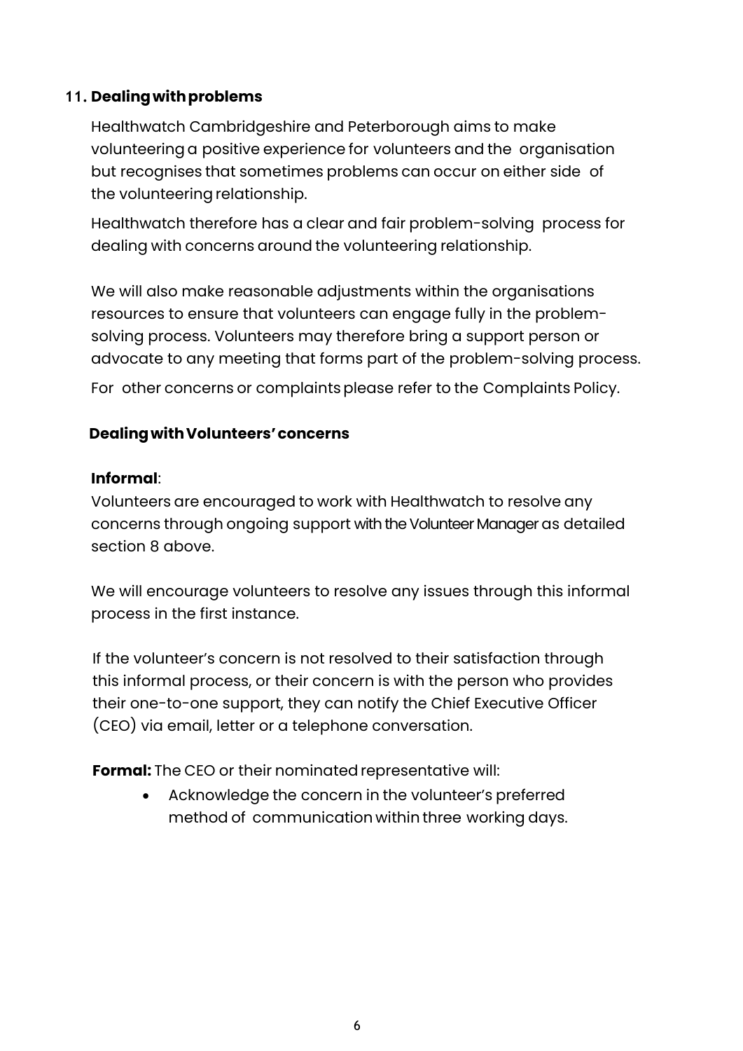## 11. Dealing with problems

Healthwatch Cambridgeshire and Peterborough aims to make volunteering a positive experience for volunteers and the organisation but recognises that sometimes problems can occur on either side of the volunteering relationship.

Healthwatch therefore has a clear and fair problem-solving process for dealing with concerns around the volunteering relationship.

We will also make reasonable adjustments within the organisations resources to ensure that volunteers can engage fully in the problem-solving process. Volunteers may therefore bring a support person or advocate to any meeting that forms part of the problem-solving process.

For other concerns or complaints please refer to the Complaints Policy.

### Dealing with Volunteers' concerns

**Informal**:

Volunteers are encouraged to work with Healthwatch to resolve any concerns through ongoing support with the Volunteer Manager as detailed section 8 above.

We will encourage volunteers to resolve any issues through this informal process in the first instance.

If the volunteer's concern is not resolved to their satisfaction through this informal process, or their concern is with the person who provides their one-to-one support, they can notify the Chief Executive Officer (CEO) via email, letter or a telephone conversation.

**Formal:** The CEO or their nominated representative will:

- Acknowledge the concern in the volunteer's preferred method of communication within three working days.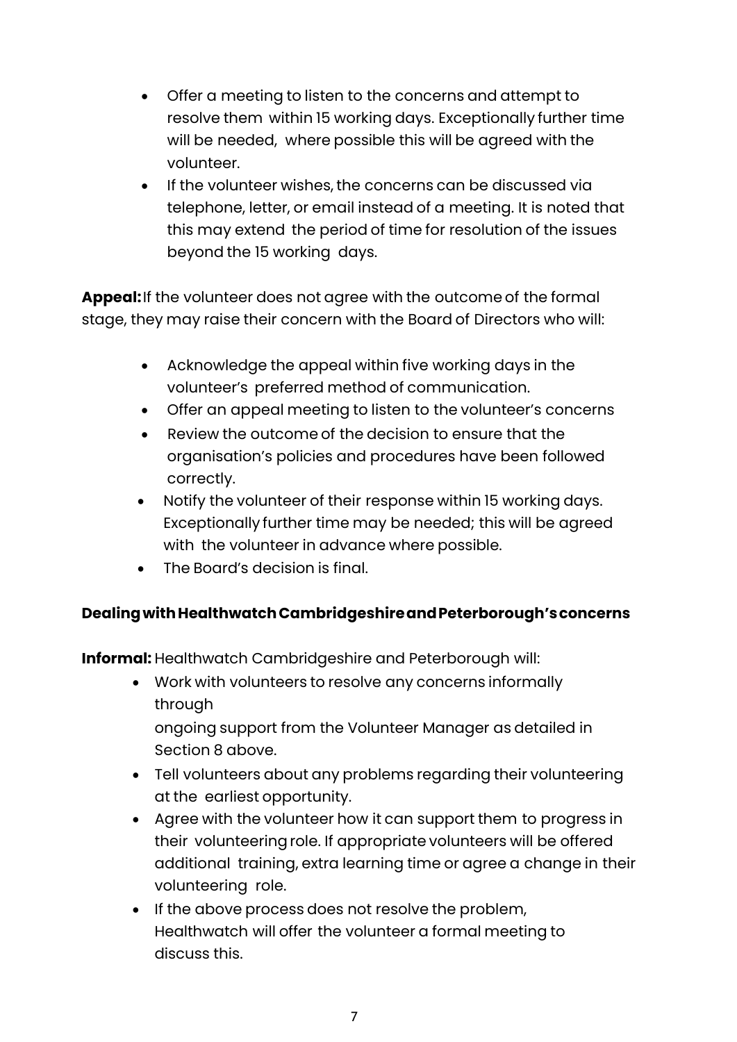- Offer a meeting to listen to the concerns and attempt to resolve them within 15 working days. Exceptionally further time will be needed, where possible this will be agreed with the volunteer.
- If the volunteer wishes, the concerns can be discussed via telephone, letter, or email instead of a meeting. It is noted that this may extend the period of time for resolution of the issues beyond the 15 working days.

**Appeal:** If the volunteer does not agree with the outcome of the formal stage, they may raise their concern with the Board of Directors who will:

- Acknowledge the appeal within five working days in the volunteer's preferred method of communication.
- Offer an appeal meeting to listen to the volunteer's concerns
- Review the outcome of the decision to ensure that the organisation's policies and procedures have been followed correctly.
- Notify the volunteer of their response within 15 working days. Exceptionally further time may be needed; this will be agreed with the volunteer in advance where possible.
- The Board's decision is final.

**Dealing with Healthwatch Cambridgeshire and Peterborough's concerns**

**Informal:** Healthwatch Cambridgeshire and Peterborough will:

- Work with volunteers to resolve any concerns informally through ongoing support from the Volunteer Manager as detailed in Section 8 above.
- Tell volunteers about any problems regarding their volunteering at the earliest opportunity.
- Agree with the volunteer how it can support them to progress in their volunteering role. If appropriate volunteers will be offered additional training, extra learning time or agree a change in their volunteering role.
- If the above process does not resolve the problem, Healthwatch will offer the volunteer a formal meeting to discuss this.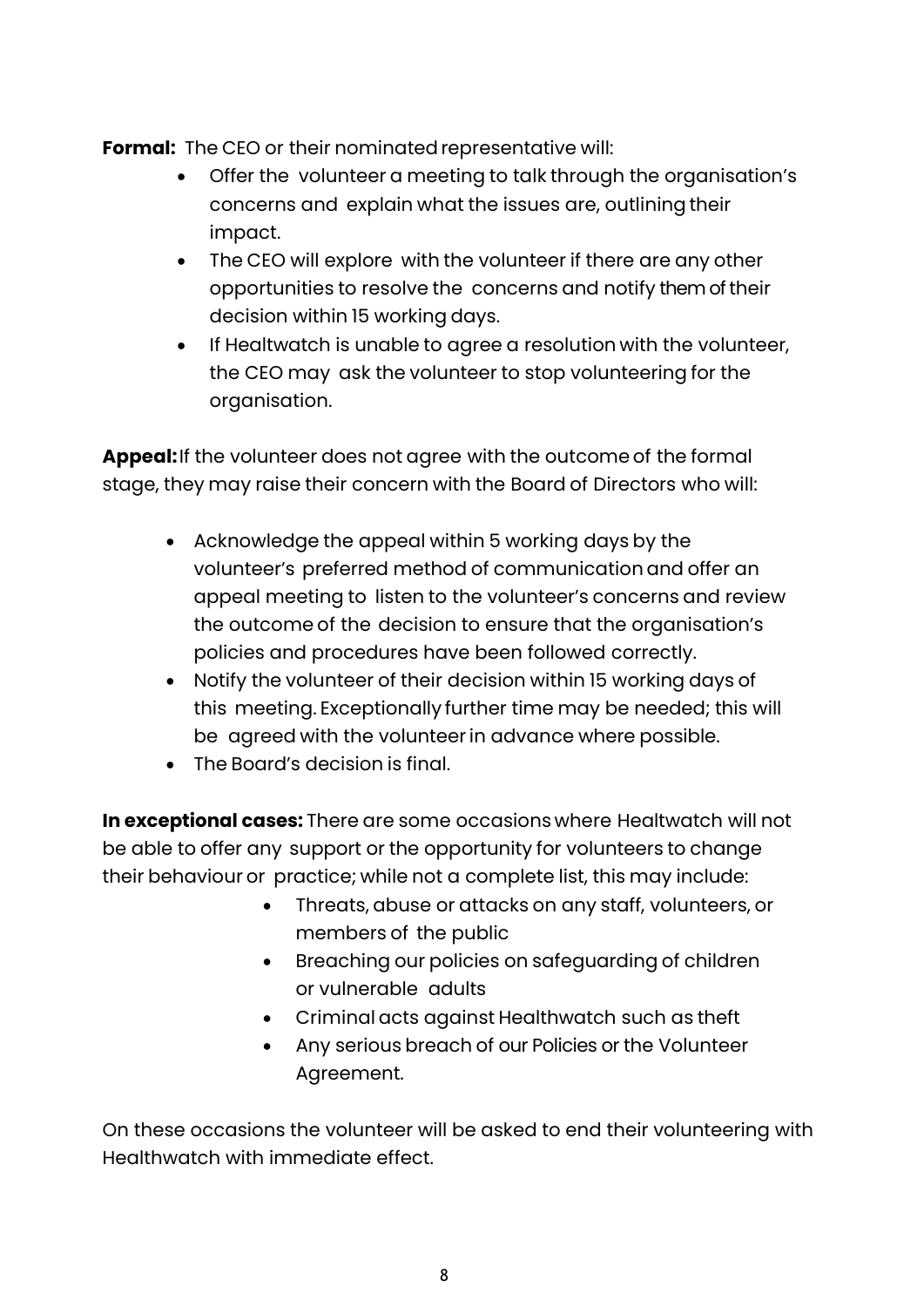**Formal:** The CEO or their nominated representative will:

- Offer the volunteer a meeting to talk through the organisation's concerns and explain what the issues are, outlining their impact.
- The CEO will explore with the volunteer if there are any other opportunities to resolve the concerns and notify them of their decision within 15 working days.
- If Healtwatch is unable to agree a resolution with the volunteer, the CEO may ask the volunteer to stop volunteering for the organisation.

**Appeal:** If the volunteer does not agree with the outcome of the formal stage, they may raise their concern with the Board of Directors who will:

- Acknowledge the appeal within 5 working days by the volunteer's preferred method of communication and offer an appeal meeting to listen to the volunteer's concerns and review the outcome of the decision to ensure that the organisation's policies and procedures have been followed correctly.
- Notify the volunteer of their decision within 15 working days of this meeting. Exceptionally further time may be needed; this will be agreed with the volunteer in advance where possible.
- The Board's decision is final.

**In exceptional cases:** There are some occasions where Healtwatch will not be able to offer any support or the opportunity for volunteers to change their behaviour or practice; while not a complete list, this may include:

- Threats, abuse or attacks on any staff, volunteers, or members of the public
- Breaching our policies on safeguarding of children or vulnerable adults
- Criminal acts against Healthwatch such as theft
- Any serious breach of our Policies or the Volunteer Agreement.

On these occasions the volunteer will be asked to end their volunteering with Healthwatch with immediate effect.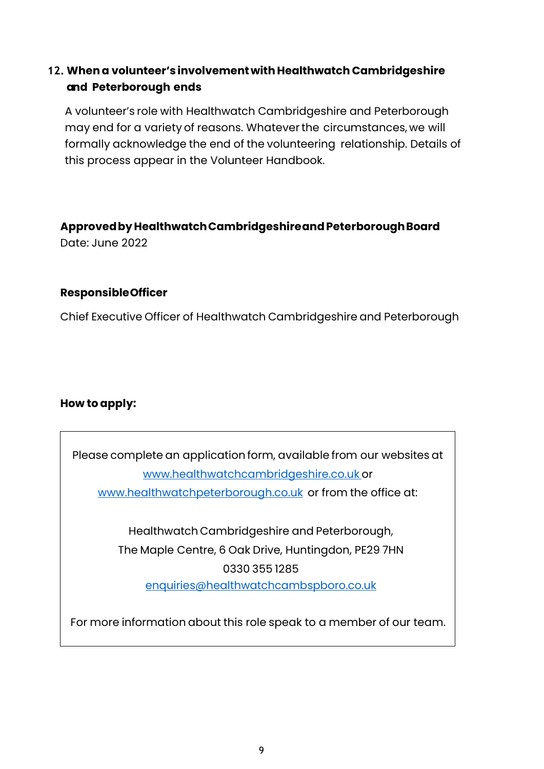## 12. When a volunteer's involvement with Healthwatch Cambridgeshire and Peterborough ends

A volunteer's role with Healthwatch Cambridgeshire and Peterborough may end for a variety of reasons. Whatever the circumstances, we will formally acknowledge the end of the volunteering relationship. Details of this process appear in the Volunteer Handbook.

**Approved by Healthwatch Cambridgeshire and Peterborough Board**
Date: June 2022

**Responsible Officer**

Chief Executive Officer of Healthwatch Cambridgeshire and Peterborough

**How to apply:**

Please complete an application form, available from our websites at www.healthwatchcambridgeshire.co.uk or www.healthwatchpeterborough.co.uk or from the office at:

Healthwatch Cambridgeshire and Peterborough,
The Maple Centre, 6 Oak Drive, Huntingdon, PE29 7HN
0330 355 1285
enquiries@healthwatchcambspboro.co.uk

For more information about this role speak to a member of our team.